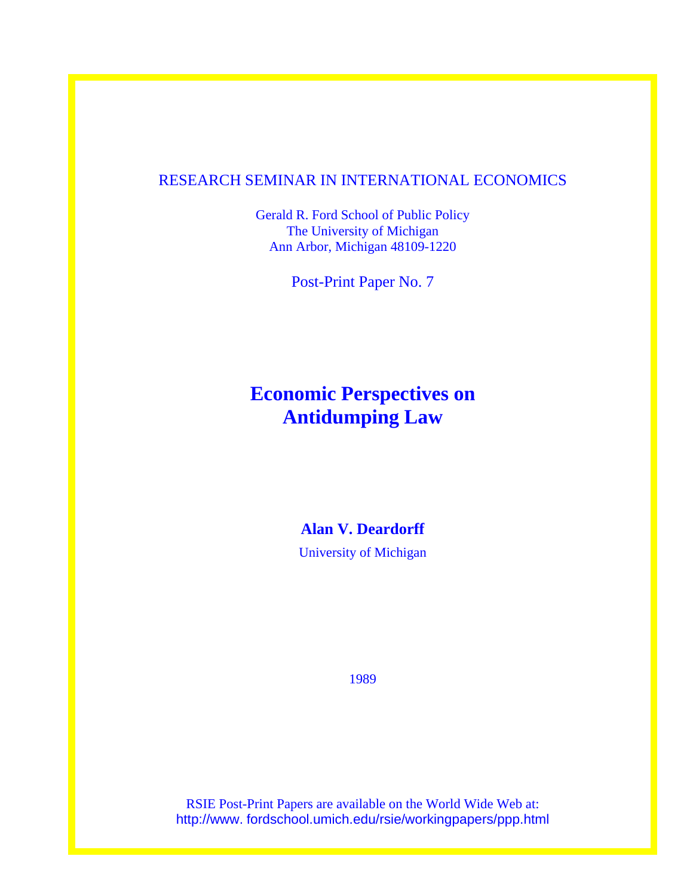RESEARCH SEMINAR IN INTERNATIONAL ECONOMICS

Gerald R. Ford School of Public Policy
The University of Michigan
Ann Arbor, Michigan 48109-1220

Post-Print Paper No. 7

# Economic Perspectives on Antidumping Law

**Alan V. Deardorff**

University of Michigan

1989

RSIE Post-Print Papers are available on the World Wide Web at:
http://www. fordschool.umich.edu/rsie/workingpapers/ppp.html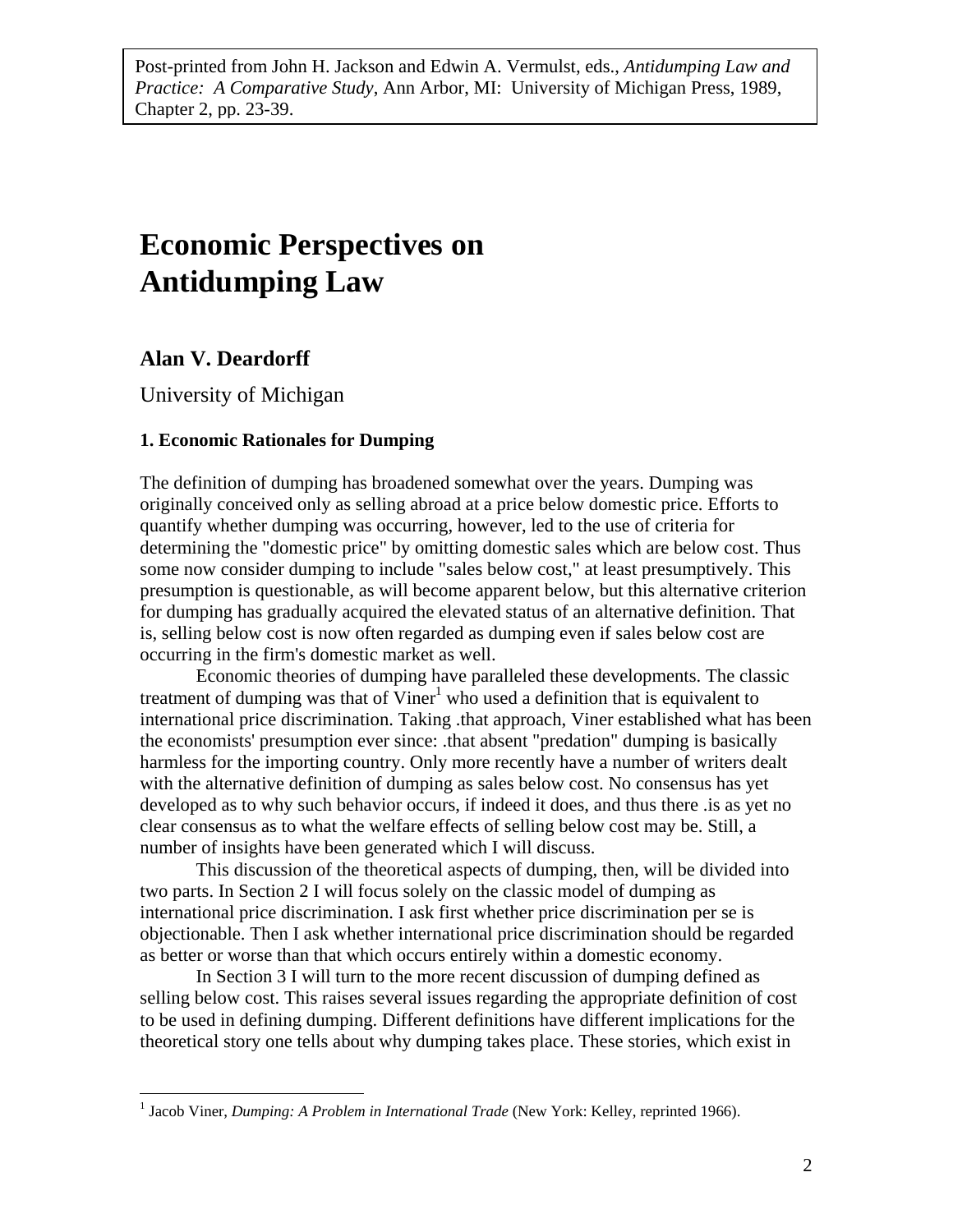Post-printed from John H. Jackson and Edwin A. Vermulst, eds., *Antidumping Law and Practice: A Comparative Study*, Ann Arbor, MI: University of Michigan Press, 1989, Chapter 2, pp. 23-39.

# Economic Perspectives on Antidumping Law

## Alan V. Deardorff

University of Michigan

### 1. Economic Rationales for Dumping

The definition of dumping has broadened somewhat over the years. Dumping was originally conceived only as selling abroad at a price below domestic price. Efforts to quantify whether dumping was occurring, however, led to the use of criteria for determining the "domestic price" by omitting domestic sales which are below cost. Thus some now consider dumping to include "sales below cost," at least presumptively. This presumption is questionable, as will become apparent below, but this alternative criterion for dumping has gradually acquired the elevated status of an alternative definition. That is, selling below cost is now often regarded as dumping even if sales below cost are occurring in the firm's domestic market as well.

Economic theories of dumping have paralleled these developments. The classic treatment of dumping was that of Viner[1] who used a definition that is equivalent to international price discrimination. Taking .that approach, Viner established what has been the economists' presumption ever since: .that absent "predation" dumping is basically harmless for the importing country. Only more recently have a number of writers dealt with the alternative definition of dumping as sales below cost. No consensus has yet developed as to why such behavior occurs, if indeed it does, and thus there .is as yet no clear consensus as to what the welfare effects of selling below cost may be. Still, a number of insights have been generated which I will discuss.

This discussion of the theoretical aspects of dumping, then, will be divided into two parts. In Section 2 I will focus solely on the classic model of dumping as international price discrimination. I ask first whether price discrimination per se is objectionable. Then I ask whether international price discrimination should be regarded as better or worse than that which occurs entirely within a domestic economy.

In Section 3 I will turn to the more recent discussion of dumping defined as selling below cost. This raises several issues regarding the appropriate definition of cost to be used in defining dumping. Different definitions have different implications for the theoretical story one tells about why dumping takes place. These stories, which exist in

[1] Jacob Viner, *Dumping: A Problem in International Trade* (New York: Kelley, reprinted 1966).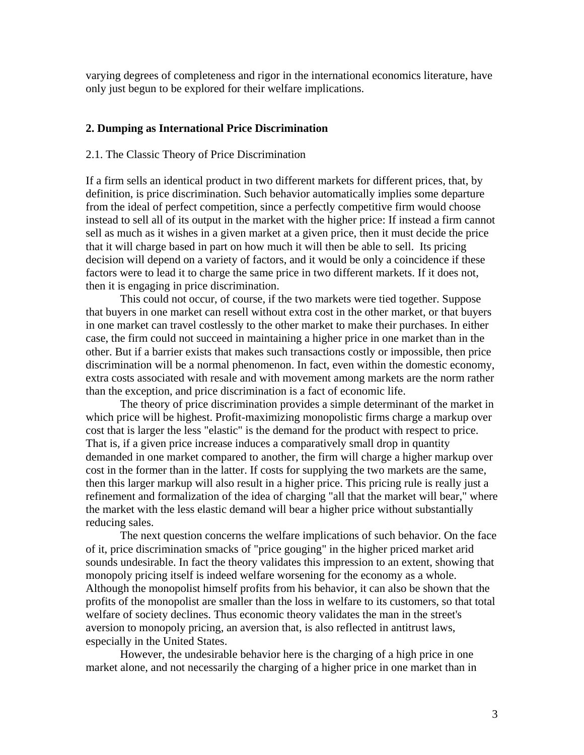varying degrees of completeness and rigor in the international economics literature, have only just begun to be explored for their welfare implications.

## 2. Dumping as International Price Discrimination

### 2.1. The Classic Theory of Price Discrimination

If a firm sells an identical product in two different markets for different prices, that, by definition, is price discrimination. Such behavior automatically implies some departure from the ideal of perfect competition, since a perfectly competitive firm would choose instead to sell all of its output in the market with the higher price: If instead a firm cannot sell as much as it wishes in a given market at a given price, then it must decide the price that it will charge based in part on how much it will then be able to sell. Its pricing decision will depend on a variety of factors, and it would be only a coincidence if these factors were to lead it to charge the same price in two different markets. If it does not, then it is engaging in price discrimination.

This could not occur, of course, if the two markets were tied together. Suppose that buyers in one market can resell without extra cost in the other market, or that buyers in one market can travel costlessly to the other market to make their purchases. In either case, the firm could not succeed in maintaining a higher price in one market than in the other. But if a barrier exists that makes such transactions costly or impossible, then price discrimination will be a normal phenomenon. In fact, even within the domestic economy, extra costs associated with resale and with movement among markets are the norm rather than the exception, and price discrimination is a fact of economic life.

The theory of price discrimination provides a simple determinant of the market in which price will be highest. Profit-maximizing monopolistic firms charge a markup over cost that is larger the less "elastic" is the demand for the product with respect to price. That is, if a given price increase induces a comparatively small drop in quantity demanded in one market compared to another, the firm will charge a higher markup over cost in the former than in the latter. If costs for supplying the two markets are the same, then this larger markup will also result in a higher price. This pricing rule is really just a refinement and formalization of the idea of charging "all that the market will bear," where the market with the less elastic demand will bear a higher price without substantially reducing sales.

The next question concerns the welfare implications of such behavior. On the face of it, price discrimination smacks of "price gouging" in the higher priced market arid sounds undesirable. In fact the theory validates this impression to an extent, showing that monopoly pricing itself is indeed welfare worsening for the economy as a whole. Although the monopolist himself profits from his behavior, it can also be shown that the profits of the monopolist are smaller than the loss in welfare to its customers, so that total welfare of society declines. Thus economic theory validates the man in the street's aversion to monopoly pricing, an aversion that, is also reflected in antitrust laws, especially in the United States.

However, the undesirable behavior here is the charging of a high price in one market alone, and not necessarily the charging of a higher price in one market than in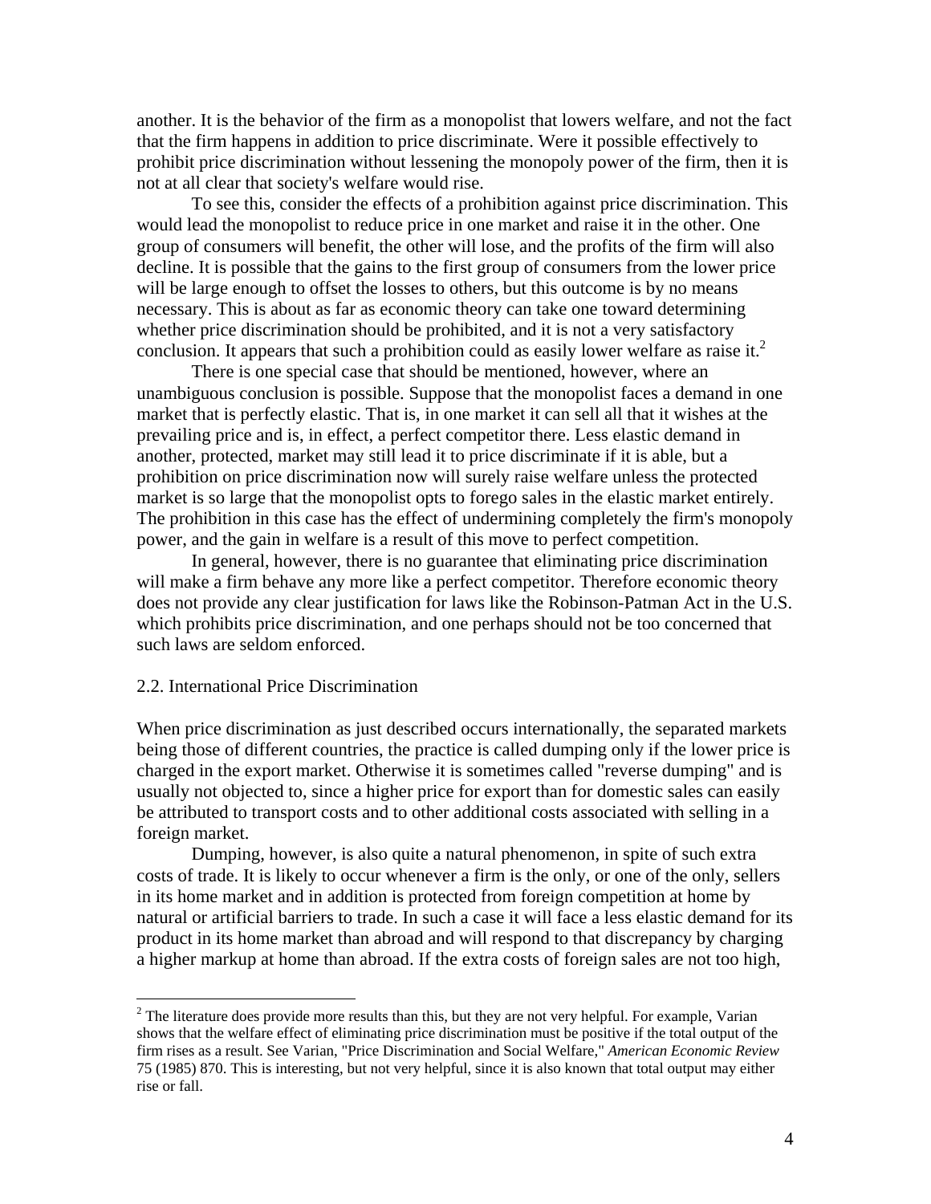another. It is the behavior of the firm as a monopolist that lowers welfare, and not the fact that the firm happens in addition to price discriminate. Were it possible effectively to prohibit price discrimination without lessening the monopoly power of the firm, then it is not at all clear that society's welfare would rise.

To see this, consider the effects of a prohibition against price discrimination. This would lead the monopolist to reduce price in one market and raise it in the other. One group of consumers will benefit, the other will lose, and the profits of the firm will also decline. It is possible that the gains to the first group of consumers from the lower price will be large enough to offset the losses to others, but this outcome is by no means necessary. This is about as far as economic theory can take one toward determining whether price discrimination should be prohibited, and it is not a very satisfactory conclusion. It appears that such a prohibition could as easily lower welfare as raise it.[2]

There is one special case that should be mentioned, however, where an unambiguous conclusion is possible. Suppose that the monopolist faces a demand in one market that is perfectly elastic. That is, in one market it can sell all that it wishes at the prevailing price and is, in effect, a perfect competitor there. Less elastic demand in another, protected, market may still lead it to price discriminate if it is able, but a prohibition on price discrimination now will surely raise welfare unless the protected market is so large that the monopolist opts to forego sales in the elastic market entirely. The prohibition in this case has the effect of undermining completely the firm's monopoly power, and the gain in welfare is a result of this move to perfect competition.

In general, however, there is no guarantee that eliminating price discrimination will make a firm behave any more like a perfect competitor. Therefore economic theory does not provide any clear justification for laws like the Robinson-Patman Act in the U.S. which prohibits price discrimination, and one perhaps should not be too concerned that such laws are seldom enforced.

## 2.2. International Price Discrimination

When price discrimination as just described occurs internationally, the separated markets being those of different countries, the practice is called dumping only if the lower price is charged in the export market. Otherwise it is sometimes called "reverse dumping" and is usually not objected to, since a higher price for export than for domestic sales can easily be attributed to transport costs and to other additional costs associated with selling in a foreign market.

Dumping, however, is also quite a natural phenomenon, in spite of such extra costs of trade. It is likely to occur whenever a firm is the only, or one of the only, sellers in its home market and in addition is protected from foreign competition at home by natural or artificial barriers to trade. In such a case it will face a less elastic demand for its product in its home market than abroad and will respond to that discrepancy by charging a higher markup at home than abroad. If the extra costs of foreign sales are not too high,

[2] The literature does provide more results than this, but they are not very helpful. For example, Varian shows that the welfare effect of eliminating price discrimination must be positive if the total output of the firm rises as a result. See Varian, "Price Discrimination and Social Welfare," *American Economic Review* 75 (1985) 870. This is interesting, but not very helpful, since it is also known that total output may either rise or fall.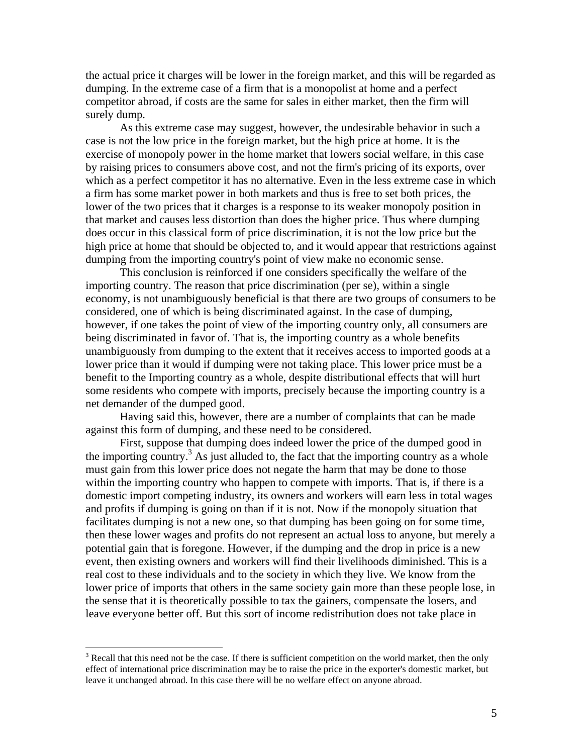the actual price it charges will be lower in the foreign market, and this will be regarded as dumping. In the extreme case of a firm that is a monopolist at home and a perfect competitor abroad, if costs are the same for sales in either market, then the firm will surely dump.

As this extreme case may suggest, however, the undesirable behavior in such a case is not the low price in the foreign market, but the high price at home. It is the exercise of monopoly power in the home market that lowers social welfare, in this case by raising prices to consumers above cost, and not the firm's pricing of its exports, over which as a perfect competitor it has no alternative. Even in the less extreme case in which a firm has some market power in both markets and thus is free to set both prices, the lower of the two prices that it charges is a response to its weaker monopoly position in that market and causes less distortion than does the higher price. Thus where dumping does occur in this classical form of price discrimination, it is not the low price but the high price at home that should be objected to, and it would appear that restrictions against dumping from the importing country's point of view make no economic sense.

This conclusion is reinforced if one considers specifically the welfare of the importing country. The reason that price discrimination (per se), within a single economy, is not unambiguously beneficial is that there are two groups of consumers to be considered, one of which is being discriminated against. In the case of dumping, however, if one takes the point of view of the importing country only, all consumers are being discriminated in favor of. That is, the importing country as a whole benefits unambiguously from dumping to the extent that it receives access to imported goods at a lower price than it would if dumping were not taking place. This lower price must be a benefit to the Importing country as a whole, despite distributional effects that will hurt some residents who compete with imports, precisely because the importing country is a net demander of the dumped good.

Having said this, however, there are a number of complaints that can be made against this form of dumping, and these need to be considered.

First, suppose that dumping does indeed lower the price of the dumped good in the importing country.[3] As just alluded to, the fact that the importing country as a whole must gain from this lower price does not negate the harm that may be done to those within the importing country who happen to compete with imports. That is, if there is a domestic import competing industry, its owners and workers will earn less in total wages and profits if dumping is going on than if it is not. Now if the monopoly situation that facilitates dumping is not a new one, so that dumping has been going on for some time, then these lower wages and profits do not represent an actual loss to anyone, but merely a potential gain that is foregone. However, if the dumping and the drop in price is a new event, then existing owners and workers will find their livelihoods diminished. This is a real cost to these individuals and to the society in which they live. We know from the lower price of imports that others in the same society gain more than these people lose, in the sense that it is theoretically possible to tax the gainers, compensate the losers, and leave everyone better off. But this sort of income redistribution does not take place in

[3] Recall that this need not be the case. If there is sufficient competition on the world market, then the only effect of international price discrimination may be to raise the price in the exporter's domestic market, but leave it unchanged abroad. In this case there will be no welfare effect on anyone abroad.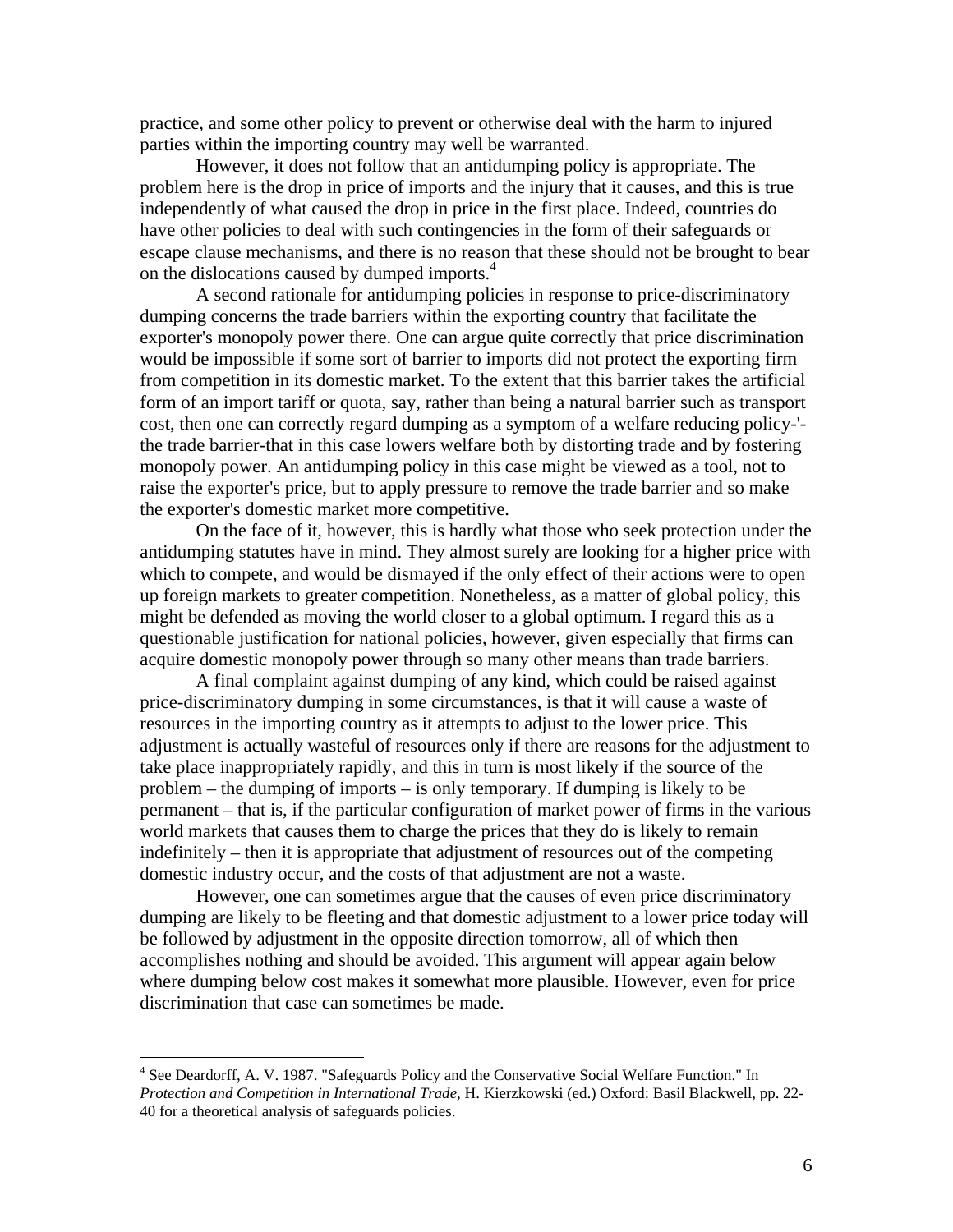practice, and some other policy to prevent or otherwise deal with the harm to injured parties within the importing country may well be warranted.

However, it does not follow that an antidumping policy is appropriate. The problem here is the drop in price of imports and the injury that it causes, and this is true independently of what caused the drop in price in the first place. Indeed, countries do have other policies to deal with such contingencies in the form of their safeguards or escape clause mechanisms, and there is no reason that these should not be brought to bear on the dislocations caused by dumped imports.[4]

A second rationale for antidumping policies in response to price-discriminatory dumping concerns the trade barriers within the exporting country that facilitate the exporter's monopoly power there. One can argue quite correctly that price discrimination would be impossible if some sort of barrier to imports did not protect the exporting firm from competition in its domestic market. To the extent that this barrier takes the artificial form of an import tariff or quota, say, rather than being a natural barrier such as transport cost, then one can correctly regard dumping as a symptom of a welfare reducing policy-'-the trade barrier-that in this case lowers welfare both by distorting trade and by fostering monopoly power. An antidumping policy in this case might be viewed as a tool, not to raise the exporter's price, but to apply pressure to remove the trade barrier and so make the exporter's domestic market more competitive.

On the face of it, however, this is hardly what those who seek protection under the antidumping statutes have in mind. They almost surely are looking for a higher price with which to compete, and would be dismayed if the only effect of their actions were to open up foreign markets to greater competition. Nonetheless, as a matter of global policy, this might be defended as moving the world closer to a global optimum. I regard this as a questionable justification for national policies, however, given especially that firms can acquire domestic monopoly power through so many other means than trade barriers.

A final complaint against dumping of any kind, which could be raised against price-discriminatory dumping in some circumstances, is that it will cause a waste of resources in the importing country as it attempts to adjust to the lower price. This adjustment is actually wasteful of resources only if there are reasons for the adjustment to take place inappropriately rapidly, and this in turn is most likely if the source of the problem – the dumping of imports – is only temporary. If dumping is likely to be permanent – that is, if the particular configuration of market power of firms in the various world markets that causes them to charge the prices that they do is likely to remain indefinitely – then it is appropriate that adjustment of resources out of the competing domestic industry occur, and the costs of that adjustment are not a waste.

However, one can sometimes argue that the causes of even price discriminatory dumping are likely to be fleeting and that domestic adjustment to a lower price today will be followed by adjustment in the opposite direction tomorrow, all of which then accomplishes nothing and should be avoided. This argument will appear again below where dumping below cost makes it somewhat more plausible. However, even for price discrimination that case can sometimes be made.

---

[4] See Deardorff, A. V. 1987. "Safeguards Policy and the Conservative Social Welfare Function." In *Protection and Competition in International Trade*, H. Kierzkowski (ed.) Oxford: Basil Blackwell, pp. 22-40 for a theoretical analysis of safeguards policies.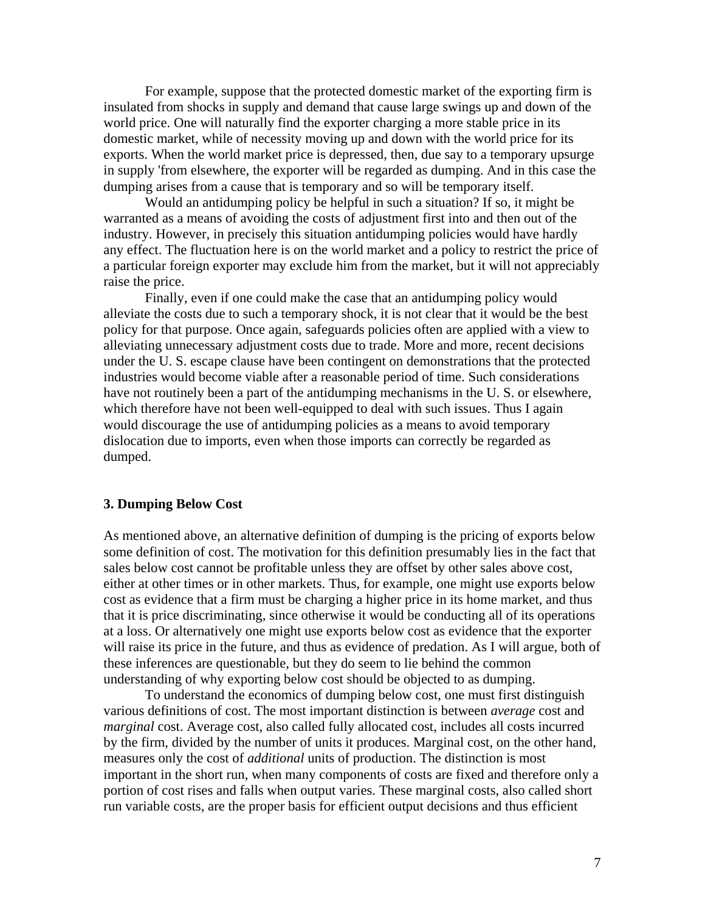For example, suppose that the protected domestic market of the exporting firm is insulated from shocks in supply and demand that cause large swings up and down of the world price. One will naturally find the exporter charging a more stable price in its domestic market, while of necessity moving up and down with the world price for its exports. When the world market price is depressed, then, due say to a temporary upsurge in supply 'from elsewhere, the exporter will be regarded as dumping. And in this case the dumping arises from a cause that is temporary and so will be temporary itself.

Would an antidumping policy be helpful in such a situation? If so, it might be warranted as a means of avoiding the costs of adjustment first into and then out of the industry. However, in precisely this situation antidumping policies would have hardly any effect. The fluctuation here is on the world market and a policy to restrict the price of a particular foreign exporter may exclude him from the market, but it will not appreciably raise the price.

Finally, even if one could make the case that an antidumping policy would alleviate the costs due to such a temporary shock, it is not clear that it would be the best policy for that purpose. Once again, safeguards policies often are applied with a view to alleviating unnecessary adjustment costs due to trade. More and more, recent decisions under the U. S. escape clause have been contingent on demonstrations that the protected industries would become viable after a reasonable period of time. Such considerations have not routinely been a part of the antidumping mechanisms in the U. S. or elsewhere, which therefore have not been well-equipped to deal with such issues. Thus I again would discourage the use of antidumping policies as a means to avoid temporary dislocation due to imports, even when those imports can correctly be regarded as dumped.

### 3. Dumping Below Cost

As mentioned above, an alternative definition of dumping is the pricing of exports below some definition of cost. The motivation for this definition presumably lies in the fact that sales below cost cannot be profitable unless they are offset by other sales above cost, either at other times or in other markets. Thus, for example, one might use exports below cost as evidence that a firm must be charging a higher price in its home market, and thus that it is price discriminating, since otherwise it would be conducting all of its operations at a loss. Or alternatively one might use exports below cost as evidence that the exporter will raise its price in the future, and thus as evidence of predation. As I will argue, both of these inferences are questionable, but they do seem to lie behind the common understanding of why exporting below cost should be objected to as dumping.

To understand the economics of dumping below cost, one must first distinguish various definitions of cost. The most important distinction is between *average* cost and *marginal* cost. Average cost, also called fully allocated cost, includes all costs incurred by the firm, divided by the number of units it produces. Marginal cost, on the other hand, measures only the cost of *additional* units of production. The distinction is most important in the short run, when many components of costs are fixed and therefore only a portion of cost rises and falls when output varies. These marginal costs, also called short run variable costs, are the proper basis for efficient output decisions and thus efficient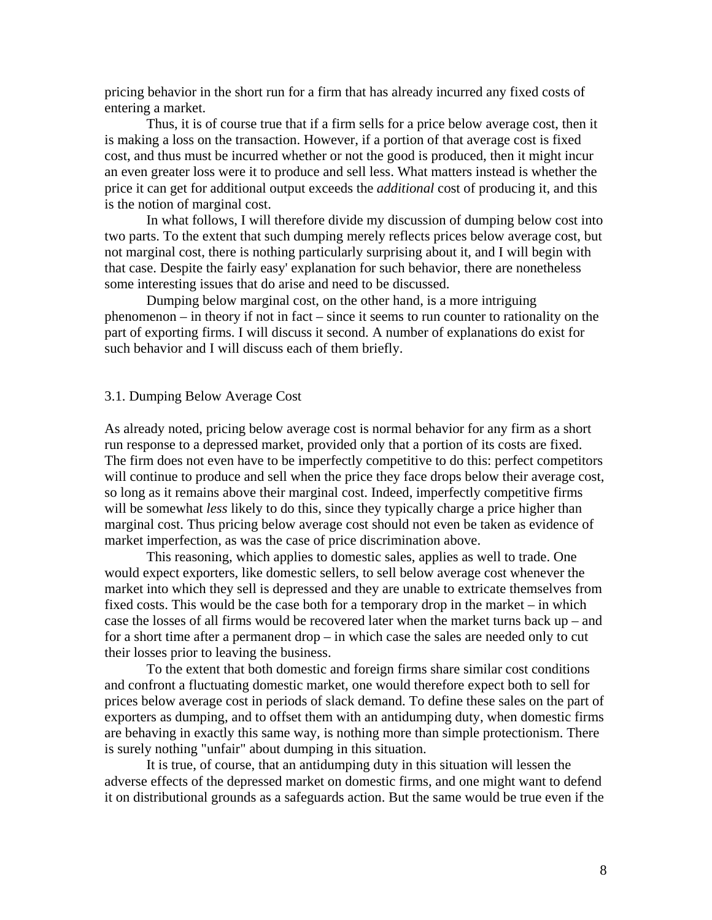pricing behavior in the short run for a firm that has already incurred any fixed costs of entering a market.

Thus, it is of course true that if a firm sells for a price below average cost, then it is making a loss on the transaction. However, if a portion of that average cost is fixed cost, and thus must be incurred whether or not the good is produced, then it might incur an even greater loss were it to produce and sell less. What matters instead is whether the price it can get for additional output exceeds the *additional* cost of producing it, and this is the notion of marginal cost.

In what follows, I will therefore divide my discussion of dumping below cost into two parts. To the extent that such dumping merely reflects prices below average cost, but not marginal cost, there is nothing particularly surprising about it, and I will begin with that case. Despite the fairly easy' explanation for such behavior, there are nonetheless some interesting issues that do arise and need to be discussed.

Dumping below marginal cost, on the other hand, is a more intriguing phenomenon – in theory if not in fact – since it seems to run counter to rationality on the part of exporting firms. I will discuss it second. A number of explanations do exist for such behavior and I will discuss each of them briefly.

### 3.1. Dumping Below Average Cost

As already noted, pricing below average cost is normal behavior for any firm as a short run response to a depressed market, provided only that a portion of its costs are fixed. The firm does not even have to be imperfectly competitive to do this: perfect competitors will continue to produce and sell when the price they face drops below their average cost, so long as it remains above their marginal cost. Indeed, imperfectly competitive firms will be somewhat *less* likely to do this, since they typically charge a price higher than marginal cost. Thus pricing below average cost should not even be taken as evidence of market imperfection, as was the case of price discrimination above.

This reasoning, which applies to domestic sales, applies as well to trade. One would expect exporters, like domestic sellers, to sell below average cost whenever the market into which they sell is depressed and they are unable to extricate themselves from fixed costs. This would be the case both for a temporary drop in the market – in which case the losses of all firms would be recovered later when the market turns back up – and for a short time after a permanent drop – in which case the sales are needed only to cut their losses prior to leaving the business.

To the extent that both domestic and foreign firms share similar cost conditions and confront a fluctuating domestic market, one would therefore expect both to sell for prices below average cost in periods of slack demand. To define these sales on the part of exporters as dumping, and to offset them with an antidumping duty, when domestic firms are behaving in exactly this same way, is nothing more than simple protectionism. There is surely nothing "unfair" about dumping in this situation.

It is true, of course, that an antidumping duty in this situation will lessen the adverse effects of the depressed market on domestic firms, and one might want to defend it on distributional grounds as a safeguards action. But the same would be true even if the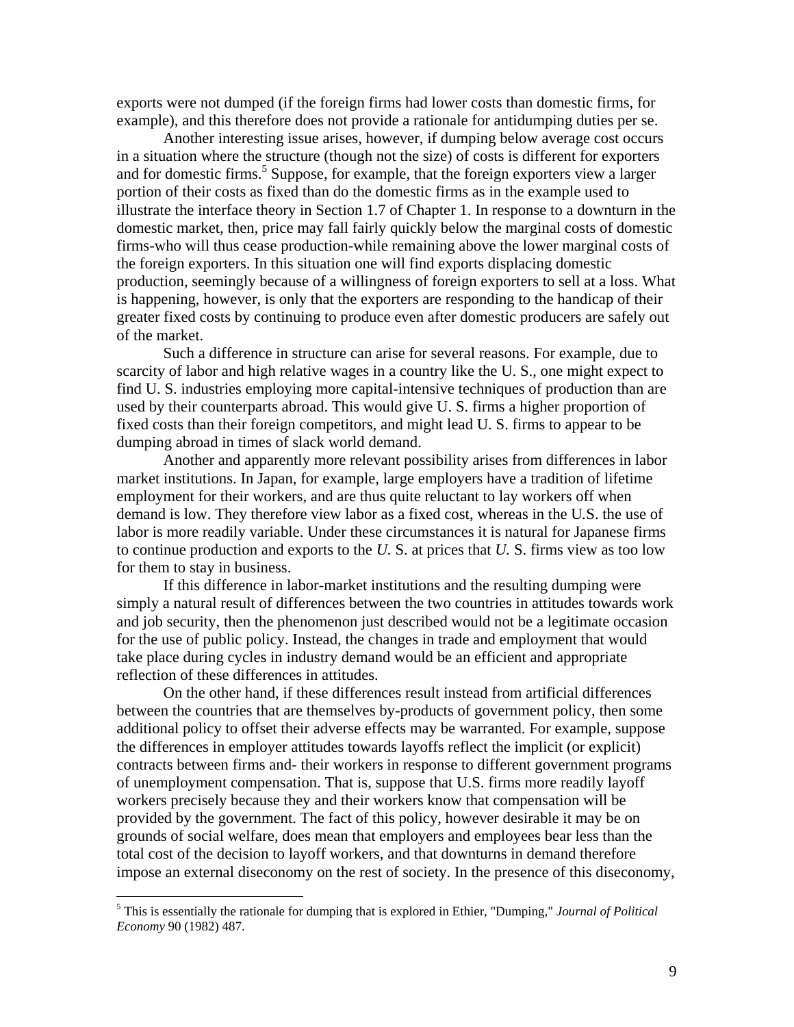exports were not dumped (if the foreign firms had lower costs than domestic firms, for example), and this therefore does not provide a rationale for antidumping duties per se.

Another interesting issue arises, however, if dumping below average cost occurs in a situation where the structure (though not the size) of costs is different for exporters and for domestic firms.[5] Suppose, for example, that the foreign exporters view a larger portion of their costs as fixed than do the domestic firms as in the example used to illustrate the interface theory in Section 1.7 of Chapter 1. In response to a downturn in the domestic market, then, price may fall fairly quickly below the marginal costs of domestic firms-who will thus cease production-while remaining above the lower marginal costs of the foreign exporters. In this situation one will find exports displacing domestic production, seemingly because of a willingness of foreign exporters to sell at a loss. What is happening, however, is only that the exporters are responding to the handicap of their greater fixed costs by continuing to produce even after domestic producers are safely out of the market.

Such a difference in structure can arise for several reasons. For example, due to scarcity of labor and high relative wages in a country like the U. S., one might expect to find U. S. industries employing more capital-intensive techniques of production than are used by their counterparts abroad. This would give U. S. firms a higher proportion of fixed costs than their foreign competitors, and might lead U. S. firms to appear to be dumping abroad in times of slack world demand.

Another and apparently more relevant possibility arises from differences in labor market institutions. In Japan, for example, large employers have a tradition of lifetime employment for their workers, and are thus quite reluctant to lay workers off when demand is low. They therefore view labor as a fixed cost, whereas in the U.S. the use of labor is more readily variable. Under these circumstances it is natural for Japanese firms to continue production and exports to the *U.* S. at prices that *U.* S. firms view as too low for them to stay in business.

If this difference in labor-market institutions and the resulting dumping were simply a natural result of differences between the two countries in attitudes towards work and job security, then the phenomenon just described would not be a legitimate occasion for the use of public policy. Instead, the changes in trade and employment that would take place during cycles in industry demand would be an efficient and appropriate reflection of these differences in attitudes.

On the other hand, if these differences result instead from artificial differences between the countries that are themselves by-products of government policy, then some additional policy to offset their adverse effects may be warranted. For example, suppose the differences in employer attitudes towards layoffs reflect the implicit (or explicit) contracts between firms and- their workers in response to different government programs of unemployment compensation. That is, suppose that U.S. firms more readily layoff workers precisely because they and their workers know that compensation will be provided by the government. The fact of this policy, however desirable it may be on grounds of social welfare, does mean that employers and employees bear less than the total cost of the decision to layoff workers, and that downturns in demand therefore impose an external diseconomy on the rest of society. In the presence of this diseconomy,

[5] This is essentially the rationale for dumping that is explored in Ethier, "Dumping," *Journal of Political Economy* 90 (1982) 487.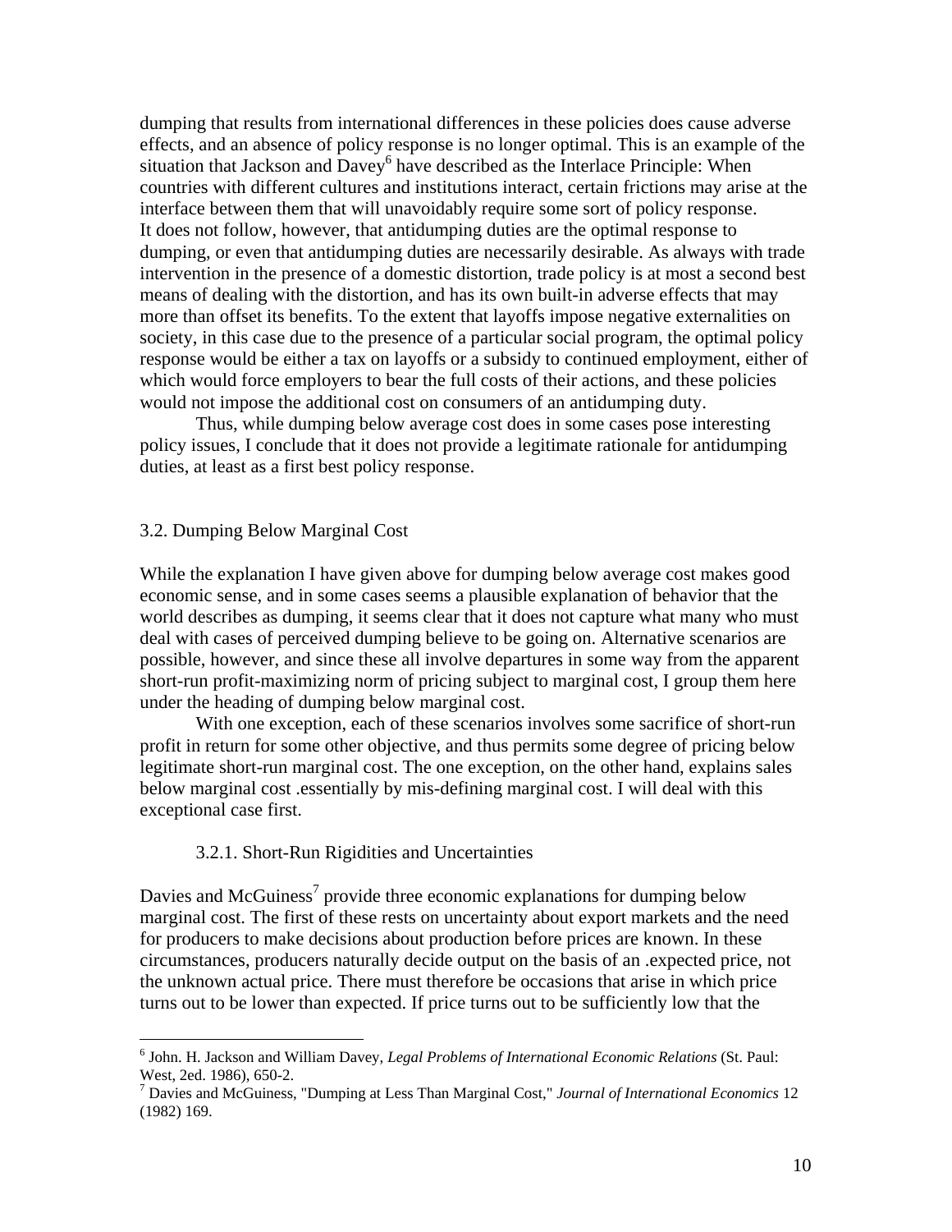dumping that results from international differences in these policies does cause adverse effects, and an absence of policy response is no longer optimal. This is an example of the situation that Jackson and Davey[6] have described as the Interlace Principle: When countries with different cultures and institutions interact, certain frictions may arise at the interface between them that will unavoidably require some sort of policy response.

It does not follow, however, that antidumping duties are the optimal response to dumping, or even that antidumping duties are necessarily desirable. As always with trade intervention in the presence of a domestic distortion, trade policy is at most a second best means of dealing with the distortion, and has its own built-in adverse effects that may more than offset its benefits. To the extent that layoffs impose negative externalities on society, in this case due to the presence of a particular social program, the optimal policy response would be either a tax on layoffs or a subsidy to continued employment, either of which would force employers to bear the full costs of their actions, and these policies would not impose the additional cost on consumers of an antidumping duty.

Thus, while dumping below average cost does in some cases pose interesting policy issues, I conclude that it does not provide a legitimate rationale for antidumping duties, at least as a first best policy response.

## 3.2. Dumping Below Marginal Cost

While the explanation I have given above for dumping below average cost makes good economic sense, and in some cases seems a plausible explanation of behavior that the world describes as dumping, it seems clear that it does not capture what many who must deal with cases of perceived dumping believe to be going on. Alternative scenarios are possible, however, and since these all involve departures in some way from the apparent short-run profit-maximizing norm of pricing subject to marginal cost, I group them here under the heading of dumping below marginal cost.

With one exception, each of these scenarios involves some sacrifice of short-run profit in return for some other objective, and thus permits some degree of pricing below legitimate short-run marginal cost. The one exception, on the other hand, explains sales below marginal cost .essentially by mis-defining marginal cost. I will deal with this exceptional case first.

### 3.2.1. Short-Run Rigidities and Uncertainties

Davies and McGuiness[7] provide three economic explanations for dumping below marginal cost. The first of these rests on uncertainty about export markets and the need for producers to make decisions about production before prices are known. In these circumstances, producers naturally decide output on the basis of an .expected price, not the unknown actual price. There must therefore be occasions that arise in which price turns out to be lower than expected. If price turns out to be sufficiently low that the

---

[6] John. H. Jackson and William Davey, *Legal Problems of International Economic Relations* (St. Paul: West, 2ed. 1986), 650-2.

[7] Davies and McGuiness, "Dumping at Less Than Marginal Cost," *Journal of International Economics* 12 (1982) 169.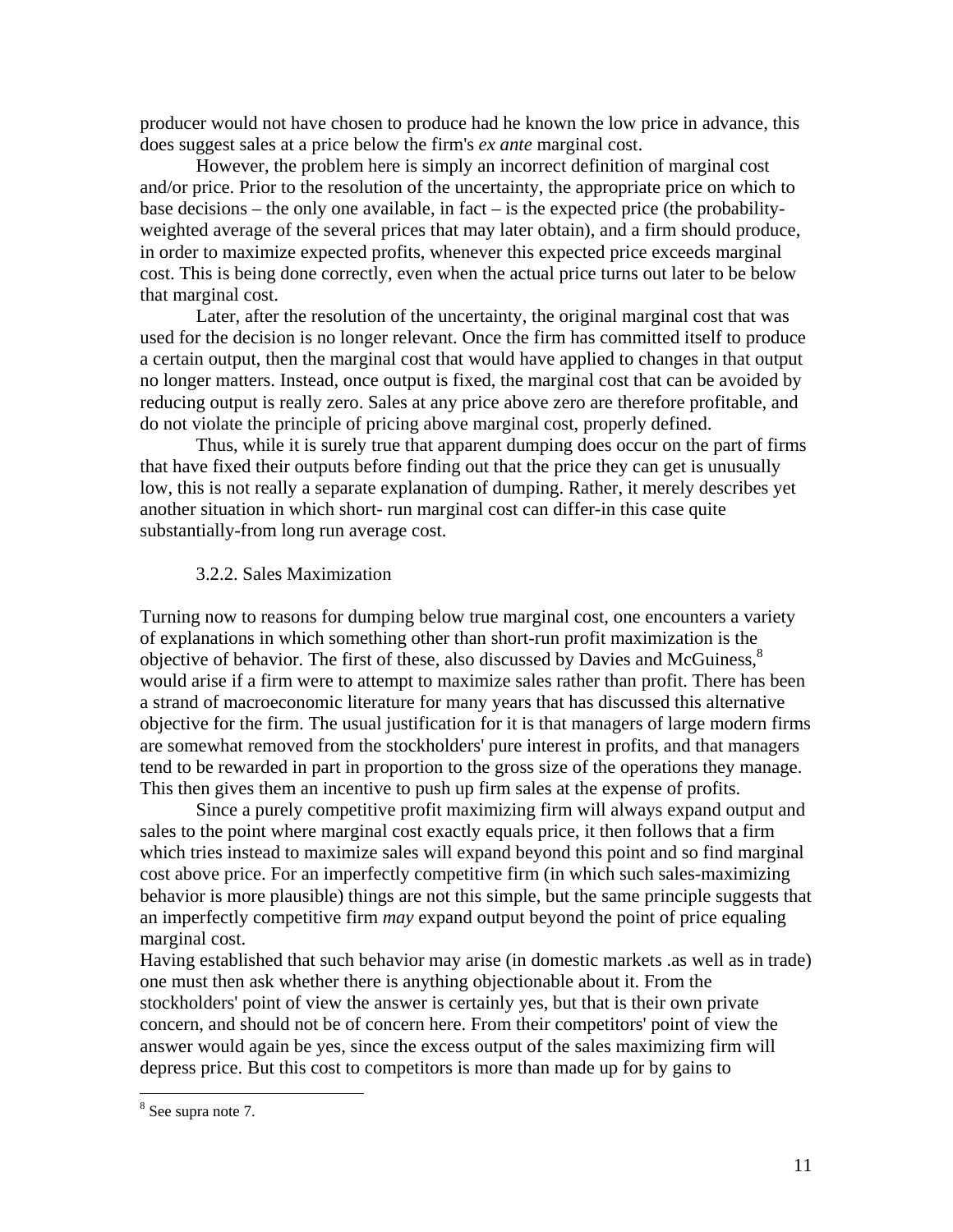producer would not have chosen to produce had he known the low price in advance, this does suggest sales at a price below the firm's *ex ante* marginal cost.

However, the problem here is simply an incorrect definition of marginal cost and/or price. Prior to the resolution of the uncertainty, the appropriate price on which to base decisions – the only one available, in fact – is the expected price (the probability-weighted average of the several prices that may later obtain), and a firm should produce, in order to maximize expected profits, whenever this expected price exceeds marginal cost. This is being done correctly, even when the actual price turns out later to be below that marginal cost.

Later, after the resolution of the uncertainty, the original marginal cost that was used for the decision is no longer relevant. Once the firm has committed itself to produce a certain output, then the marginal cost that would have applied to changes in that output no longer matters. Instead, once output is fixed, the marginal cost that can be avoided by reducing output is really zero. Sales at any price above zero are therefore profitable, and do not violate the principle of pricing above marginal cost, properly defined.

Thus, while it is surely true that apparent dumping does occur on the part of firms that have fixed their outputs before finding out that the price they can get is unusually low, this is not really a separate explanation of dumping. Rather, it merely describes yet another situation in which short- run marginal cost can differ-in this case quite substantially-from long run average cost.

### 3.2.2. Sales Maximization

Turning now to reasons for dumping below true marginal cost, one encounters a variety of explanations in which something other than short-run profit maximization is the objective of behavior. The first of these, also discussed by Davies and McGuiness,[8] would arise if a firm were to attempt to maximize sales rather than profit. There has been a strand of macroeconomic literature for many years that has discussed this alternative objective for the firm. The usual justification for it is that managers of large modern firms are somewhat removed from the stockholders' pure interest in profits, and that managers tend to be rewarded in part in proportion to the gross size of the operations they manage. This then gives them an incentive to push up firm sales at the expense of profits.

Since a purely competitive profit maximizing firm will always expand output and sales to the point where marginal cost exactly equals price, it then follows that a firm which tries instead to maximize sales will expand beyond this point and so find marginal cost above price. For an imperfectly competitive firm (in which such sales-maximizing behavior is more plausible) things are not this simple, but the same principle suggests that an imperfectly competitive firm *may* expand output beyond the point of price equaling marginal cost.

Having established that such behavior may arise (in domestic markets .as well as in trade) one must then ask whether there is anything objectionable about it. From the stockholders' point of view the answer is certainly yes, but that is their own private concern, and should not be of concern here. From their competitors' point of view the answer would again be yes, since the excess output of the sales maximizing firm will depress price. But this cost to competitors is more than made up for by gains to

---

[8] See supra note 7.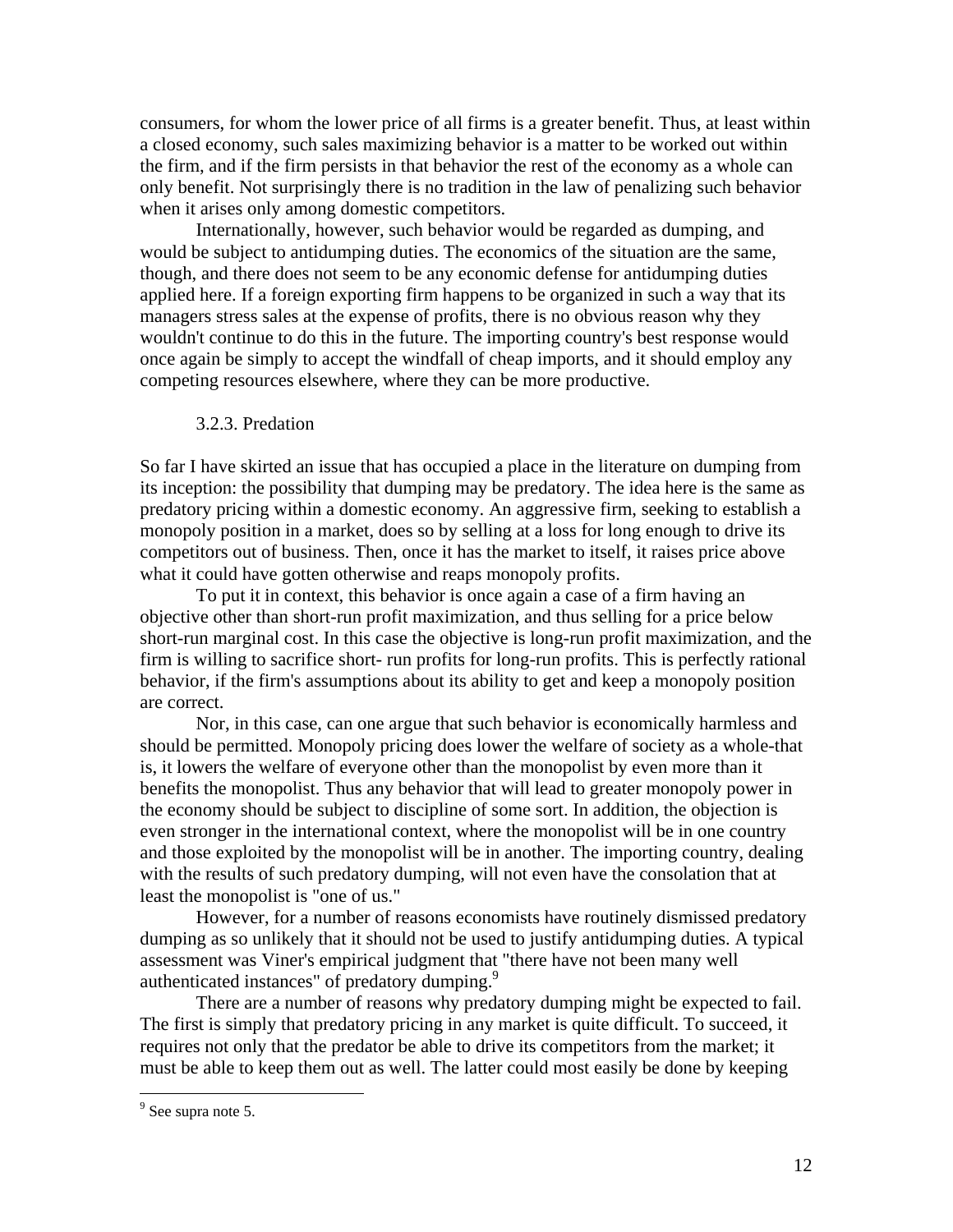consumers, for whom the lower price of all firms is a greater benefit. Thus, at least within a closed economy, such sales maximizing behavior is a matter to be worked out within the firm, and if the firm persists in that behavior the rest of the economy as a whole can only benefit. Not surprisingly there is no tradition in the law of penalizing such behavior when it arises only among domestic competitors.

Internationally, however, such behavior would be regarded as dumping, and would be subject to antidumping duties. The economics of the situation are the same, though, and there does not seem to be any economic defense for antidumping duties applied here. If a foreign exporting firm happens to be organized in such a way that its managers stress sales at the expense of profits, there is no obvious reason why they wouldn't continue to do this in the future. The importing country's best response would once again be simply to accept the windfall of cheap imports, and it should employ any competing resources elsewhere, where they can be more productive.

### 3.2.3. Predation

So far I have skirted an issue that has occupied a place in the literature on dumping from its inception: the possibility that dumping may be predatory. The idea here is the same as predatory pricing within a domestic economy. An aggressive firm, seeking to establish a monopoly position in a market, does so by selling at a loss for long enough to drive its competitors out of business. Then, once it has the market to itself, it raises price above what it could have gotten otherwise and reaps monopoly profits.

To put it in context, this behavior is once again a case of a firm having an objective other than short-run profit maximization, and thus selling for a price below short-run marginal cost. In this case the objective is long-run profit maximization, and the firm is willing to sacrifice short- run profits for long-run profits. This is perfectly rational behavior, if the firm's assumptions about its ability to get and keep a monopoly position are correct.

Nor, in this case, can one argue that such behavior is economically harmless and should be permitted. Monopoly pricing does lower the welfare of society as a whole-that is, it lowers the welfare of everyone other than the monopolist by even more than it benefits the monopolist. Thus any behavior that will lead to greater monopoly power in the economy should be subject to discipline of some sort. In addition, the objection is even stronger in the international context, where the monopolist will be in one country and those exploited by the monopolist will be in another. The importing country, dealing with the results of such predatory dumping, will not even have the consolation that at least the monopolist is "one of us."

However, for a number of reasons economists have routinely dismissed predatory dumping as so unlikely that it should not be used to justify antidumping duties. A typical assessment was Viner's empirical judgment that "there have not been many well authenticated instances" of predatory dumping.[9]

There are a number of reasons why predatory dumping might be expected to fail. The first is simply that predatory pricing in any market is quite difficult. To succeed, it requires not only that the predator be able to drive its competitors from the market; it must be able to keep them out as well. The latter could most easily be done by keeping

[9] See supra note 5.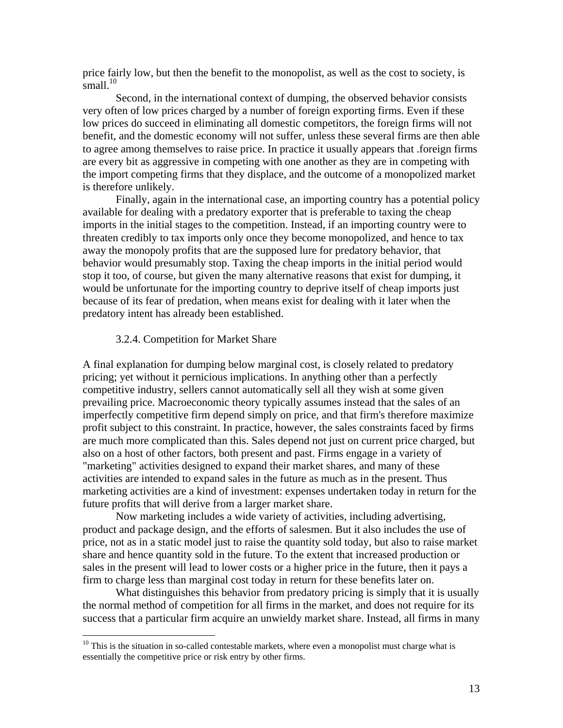price fairly low, but then the benefit to the monopolist, as well as the cost to society, is small.[10]

Second, in the international context of dumping, the observed behavior consists very often of low prices charged by a number of foreign exporting firms. Even if these low prices do succeed in eliminating all domestic competitors, the foreign firms will not benefit, and the domestic economy will not suffer, unless these several firms are then able to agree among themselves to raise price. In practice it usually appears that .foreign firms are every bit as aggressive in competing with one another as they are in competing with the import competing firms that they displace, and the outcome of a monopolized market is therefore unlikely.

Finally, again in the international case, an importing country has a potential policy available for dealing with a predatory exporter that is preferable to taxing the cheap imports in the initial stages to the competition. Instead, if an importing country were to threaten credibly to tax imports only once they become monopolized, and hence to tax away the monopoly profits that are the supposed lure for predatory behavior, that behavior would presumably stop. Taxing the cheap imports in the initial period would stop it too, of course, but given the many alternative reasons that exist for dumping, it would be unfortunate for the importing country to deprive itself of cheap imports just because of its fear of predation, when means exist for dealing with it later when the predatory intent has already been established.

### 3.2.4. Competition for Market Share

A final explanation for dumping below marginal cost, is closely related to predatory pricing; yet without it pernicious implications. In anything other than a perfectly competitive industry, sellers cannot automatically sell all they wish at some given prevailing price. Macroeconomic theory typically assumes instead that the sales of an imperfectly competitive firm depend simply on price, and that firm's therefore maximize profit subject to this constraint. In practice, however, the sales constraints faced by firms are much more complicated than this. Sales depend not just on current price charged, but also on a host of other factors, both present and past. Firms engage in a variety of "marketing" activities designed to expand their market shares, and many of these activities are intended to expand sales in the future as much as in the present. Thus marketing activities are a kind of investment: expenses undertaken today in return for the future profits that will derive from a larger market share.

Now marketing includes a wide variety of activities, including advertising, product and package design, and the efforts of salesmen. But it also includes the use of price, not as in a static model just to raise the quantity sold today, but also to raise market share and hence quantity sold in the future. To the extent that increased production or sales in the present will lead to lower costs or a higher price in the future, then it pays a firm to charge less than marginal cost today in return for these benefits later on.

What distinguishes this behavior from predatory pricing is simply that it is usually the normal method of competition for all firms in the market, and does not require for its success that a particular firm acquire an unwieldy market share. Instead, all firms in many

---

[10] This is the situation in so-called contestable markets, where even a monopolist must charge what is essentially the competitive price or risk entry by other firms.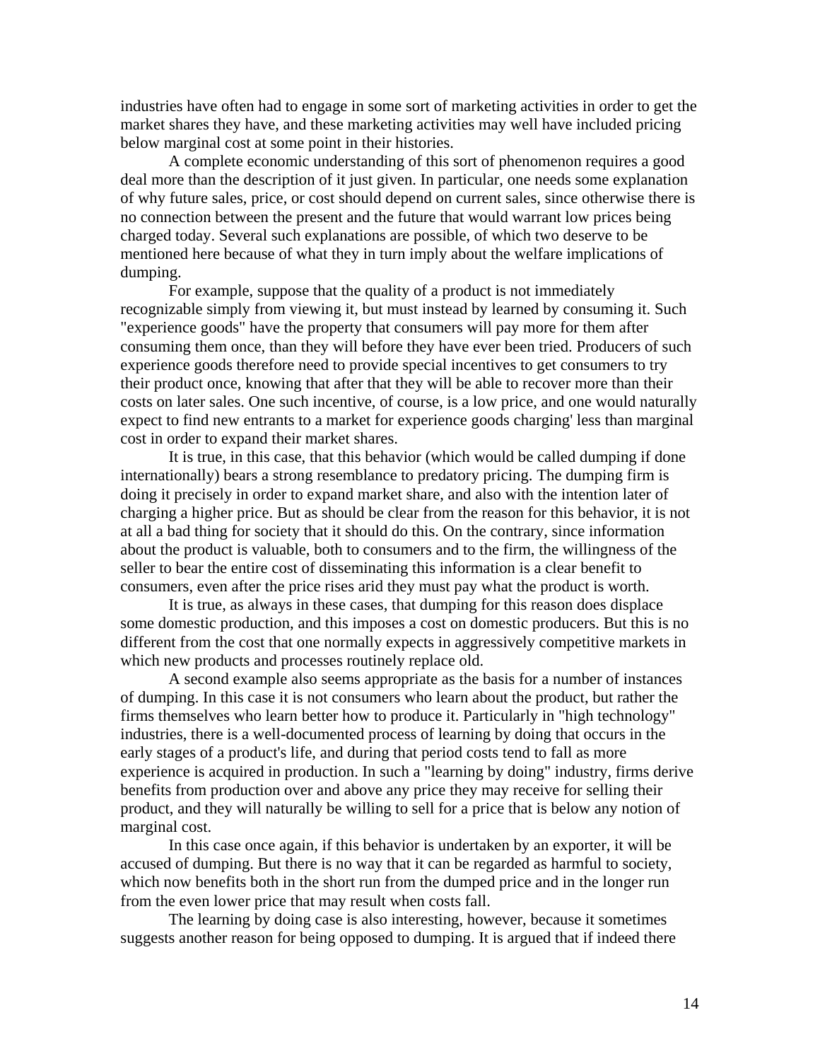industries have often had to engage in some sort of marketing activities in order to get the market shares they have, and these marketing activities may well have included pricing below marginal cost at some point in their histories.

A complete economic understanding of this sort of phenomenon requires a good deal more than the description of it just given. In particular, one needs some explanation of why future sales, price, or cost should depend on current sales, since otherwise there is no connection between the present and the future that would warrant low prices being charged today. Several such explanations are possible, of which two deserve to be mentioned here because of what they in turn imply about the welfare implications of dumping.

For example, suppose that the quality of a product is not immediately recognizable simply from viewing it, but must instead by learned by consuming it. Such "experience goods" have the property that consumers will pay more for them after consuming them once, than they will before they have ever been tried. Producers of such experience goods therefore need to provide special incentives to get consumers to try their product once, knowing that after that they will be able to recover more than their costs on later sales. One such incentive, of course, is a low price, and one would naturally expect to find new entrants to a market for experience goods charging' less than marginal cost in order to expand their market shares.

It is true, in this case, that this behavior (which would be called dumping if done internationally) bears a strong resemblance to predatory pricing. The dumping firm is doing it precisely in order to expand market share, and also with the intention later of charging a higher price. But as should be clear from the reason for this behavior, it is not at all a bad thing for society that it should do this. On the contrary, since information about the product is valuable, both to consumers and to the firm, the willingness of the seller to bear the entire cost of disseminating this information is a clear benefit to consumers, even after the price rises arid they must pay what the product is worth.

It is true, as always in these cases, that dumping for this reason does displace some domestic production, and this imposes a cost on domestic producers. But this is no different from the cost that one normally expects in aggressively competitive markets in which new products and processes routinely replace old.

A second example also seems appropriate as the basis for a number of instances of dumping. In this case it is not consumers who learn about the product, but rather the firms themselves who learn better how to produce it. Particularly in "high technology" industries, there is a well-documented process of learning by doing that occurs in the early stages of a product's life, and during that period costs tend to fall as more experience is acquired in production. In such a "learning by doing" industry, firms derive benefits from production over and above any price they may receive for selling their product, and they will naturally be willing to sell for a price that is below any notion of marginal cost.

In this case once again, if this behavior is undertaken by an exporter, it will be accused of dumping. But there is no way that it can be regarded as harmful to society, which now benefits both in the short run from the dumped price and in the longer run from the even lower price that may result when costs fall.

The learning by doing case is also interesting, however, because it sometimes suggests another reason for being opposed to dumping. It is argued that if indeed there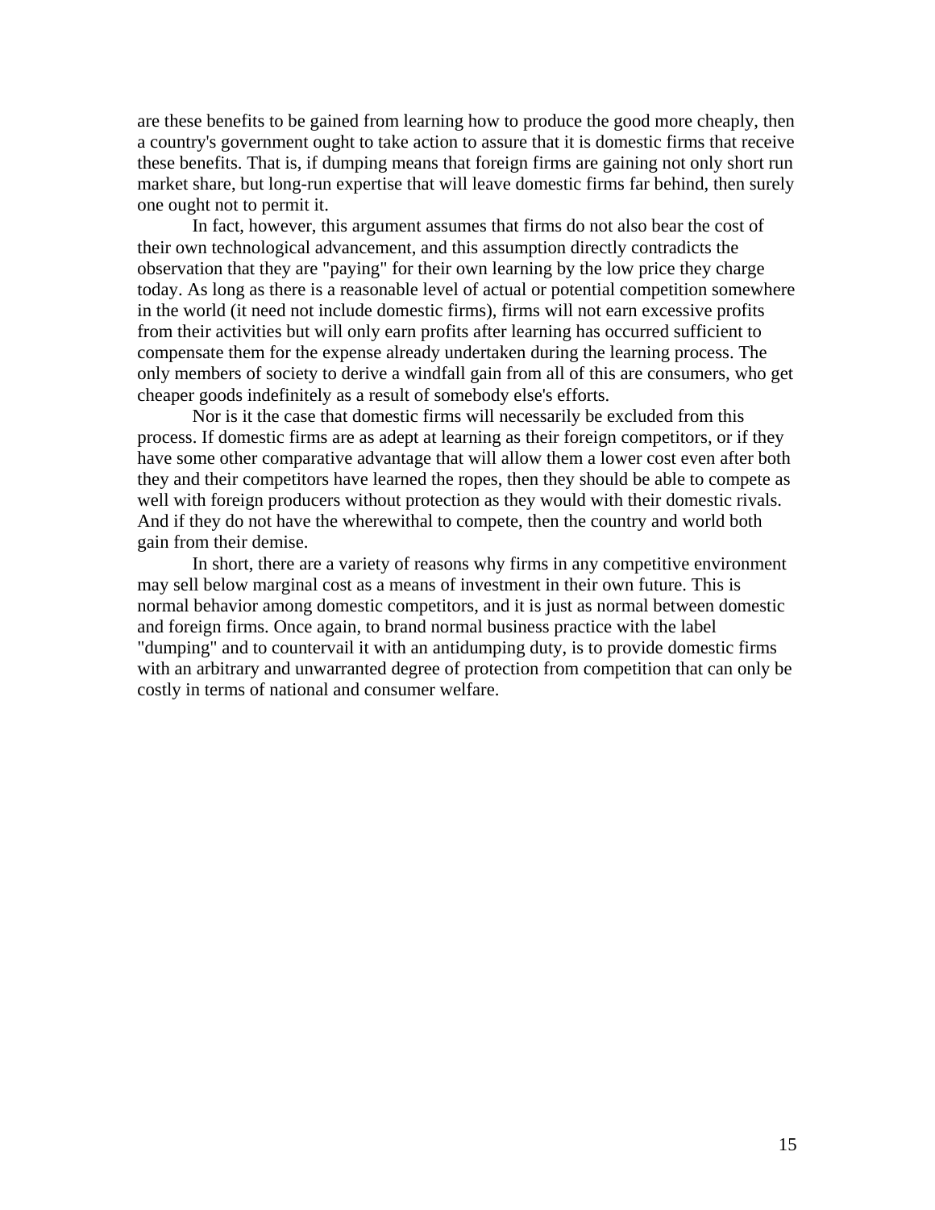are these benefits to be gained from learning how to produce the good more cheaply, then a country's government ought to take action to assure that it is domestic firms that receive these benefits. That is, if dumping means that foreign firms are gaining not only short run market share, but long-run expertise that will leave domestic firms far behind, then surely one ought not to permit it.

In fact, however, this argument assumes that firms do not also bear the cost of their own technological advancement, and this assumption directly contradicts the observation that they are "paying" for their own learning by the low price they charge today. As long as there is a reasonable level of actual or potential competition somewhere in the world (it need not include domestic firms), firms will not earn excessive profits from their activities but will only earn profits after learning has occurred sufficient to compensate them for the expense already undertaken during the learning process. The only members of society to derive a windfall gain from all of this are consumers, who get cheaper goods indefinitely as a result of somebody else's efforts.

Nor is it the case that domestic firms will necessarily be excluded from this process. If domestic firms are as adept at learning as their foreign competitors, or if they have some other comparative advantage that will allow them a lower cost even after both they and their competitors have learned the ropes, then they should be able to compete as well with foreign producers without protection as they would with their domestic rivals. And if they do not have the wherewithal to compete, then the country and world both gain from their demise.

In short, there are a variety of reasons why firms in any competitive environment may sell below marginal cost as a means of investment in their own future. This is normal behavior among domestic competitors, and it is just as normal between domestic and foreign firms. Once again, to brand normal business practice with the label "dumping" and to countervail it with an antidumping duty, is to provide domestic firms with an arbitrary and unwarranted degree of protection from competition that can only be costly in terms of national and consumer welfare.